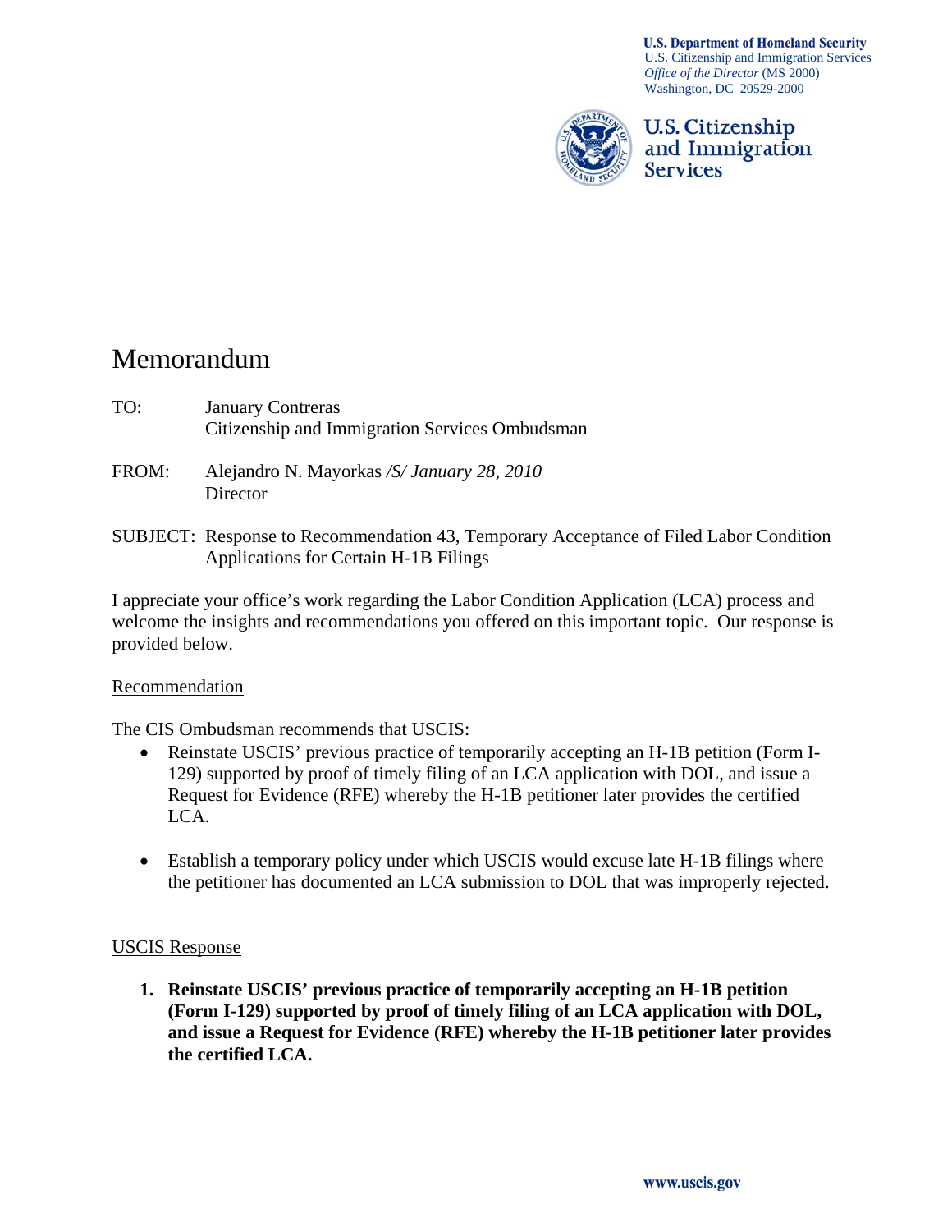**U.S. Department of Homeland Security**
U.S. Citizenship and Immigration Services
*Office of the Director* (MS 2000)
Washington, DC 20529-2000

**U.S. Citizenship and Immigration Services**

# Memorandum

TO: January Contreras
Citizenship and Immigration Services Ombudsman

FROM: Alejandro N. Mayorkas */S/ January 28, 2010*
Director

SUBJECT: Response to Recommendation 43, Temporary Acceptance of Filed Labor Condition Applications for Certain H-1B Filings

I appreciate your office's work regarding the Labor Condition Application (LCA) process and welcome the insights and recommendations you offered on this important topic. Our response is provided below.

Recommendation

The CIS Ombudsman recommends that USCIS:

- Reinstate USCIS' previous practice of temporarily accepting an H-1B petition (Form I-129) supported by proof of timely filing of an LCA application with DOL, and issue a Request for Evidence (RFE) whereby the H-1B petitioner later provides the certified LCA.
- Establish a temporary policy under which USCIS would excuse late H-1B filings where the petitioner has documented an LCA submission to DOL that was improperly rejected.

USCIS Response

1. **Reinstate USCIS' previous practice of temporarily accepting an H-1B petition (Form I-129) supported by proof of timely filing of an LCA application with DOL, and issue a Request for Evidence (RFE) whereby the H-1B petitioner later provides the certified LCA.**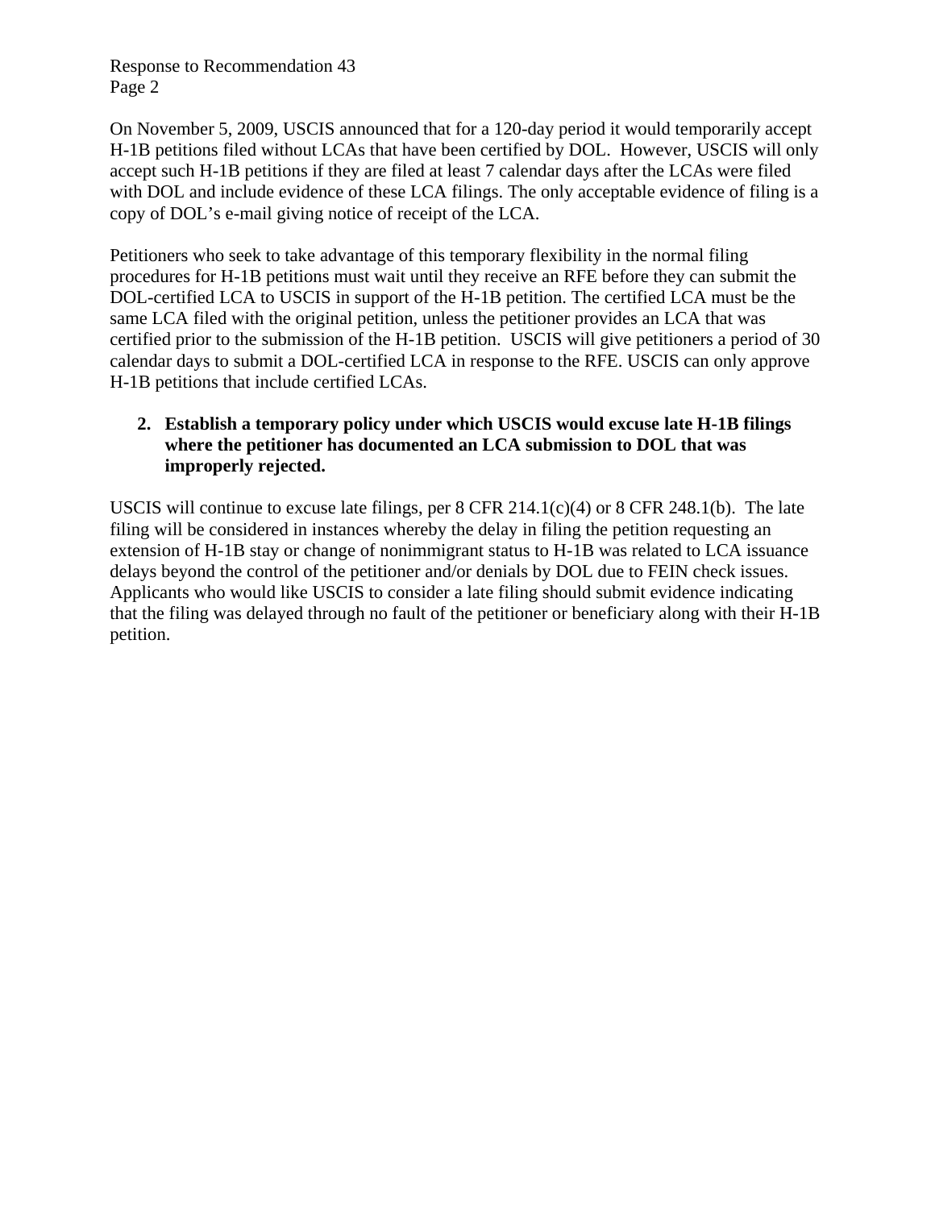On November 5, 2009, USCIS announced that for a 120-day period it would temporarily accept H-1B petitions filed without LCAs that have been certified by DOL. However, USCIS will only accept such H-1B petitions if they are filed at least 7 calendar days after the LCAs were filed with DOL and include evidence of these LCA filings. The only acceptable evidence of filing is a copy of DOL's e-mail giving notice of receipt of the LCA.

Petitioners who seek to take advantage of this temporary flexibility in the normal filing procedures for H-1B petitions must wait until they receive an RFE before they can submit the DOL-certified LCA to USCIS in support of the H-1B petition. The certified LCA must be the same LCA filed with the original petition, unless the petitioner provides an LCA that was certified prior to the submission of the H-1B petition. USCIS will give petitioners a period of 30 calendar days to submit a DOL-certified LCA in response to the RFE. USCIS can only approve H-1B petitions that include certified LCAs.

2. **Establish a temporary policy under which USCIS would excuse late H-1B filings where the petitioner has documented an LCA submission to DOL that was improperly rejected.**

USCIS will continue to excuse late filings, per 8 CFR 214.1(c)(4) or 8 CFR 248.1(b). The late filing will be considered in instances whereby the delay in filing the petition requesting an extension of H-1B stay or change of nonimmigrant status to H-1B was related to LCA issuance delays beyond the control of the petitioner and/or denials by DOL due to FEIN check issues. Applicants who would like USCIS to consider a late filing should submit evidence indicating that the filing was delayed through no fault of the petitioner or beneficiary along with their H-1B petition.